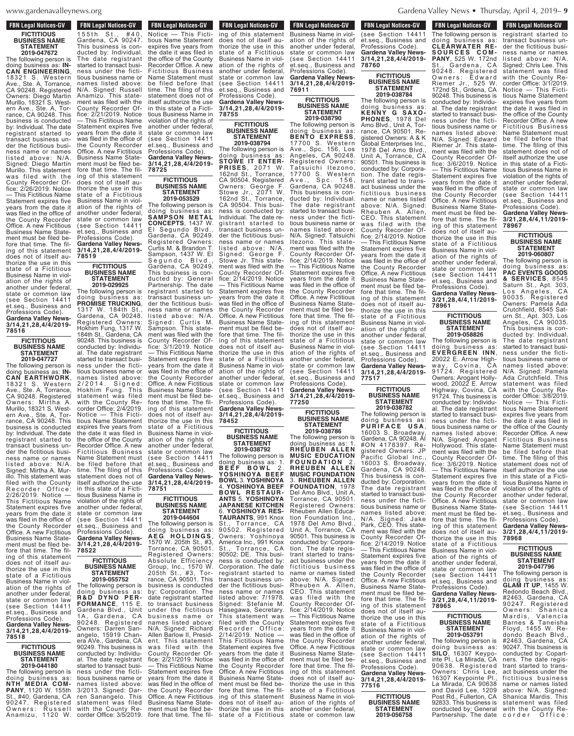**FBN Legal Notices-GV**

### FICTITIOUS BUSINESS NAME STATEMENT
**2019-047672**

The following person is doing business as: **INCAN ENGINEERING**, 18321 S. Western Ave., Ste. A, Torrance, CA 90248. Registered Owners: Diego Martin Murillo, 18321 S. Western Ave., Ste. A, Torrance, CA 90248. This business is conducted by: Individual. The date registrant started to transact business under the fictitious business name or names listed above: N/A. Signed: Diego Martin Murillo. This statement was filed with the County Recorder Office: 2/26/2019. Notice — This Fictitious Name Statement expires five years from the date it was filed in the office of the County Recorder Office. A new Fictitious Business Name Statement must be filed before that time. The filing of this statement does not of itself authorize the use in this state of a Fictitious Business Name in violation of the rights of another under federal, state or common law (see Section 14411 et.seq., Business and Professions Code).
**Gardena Valley News-3/14,21,28,4/4/2019-78516**

### FICTITIOUS BUSINESS NAME STATEMENT
**2019-047727**

The following person is doing business as: **INCAN EARTHWORK**, 18321 S. Western Ave., Ste. A, Torrance, CA 90248. Registered Owners: Mirtha A. Murillo, 18321 S. Western Ave., Ste. A, Torrance, CA 90248. This business is conducted by: Individual. The date registrant started to transact business under the fictitious business name or names listed above: N/A. Signed: Mirtha A. Murillo. This statement was filed with the County Recorder Office: 2/26/2019. Notice — This Fictitious Name Statement expires five years from the date it was filed in the office of the County Recorder Office. A new Fictitious Business Name Statement must be filed before that time. The filing of this statement does not of itself authorize the use in this state of a Fictitious Business Name in violation of the rights of another under federal, state or common law (see Section 14411 et.seq., Business and Professions Code).
**Gardena Valley News-3/14,21,28,4/4/2019-78518**

### FICTITIOUS BUSINESS NAME STATEMENT
**2019-044180**

The following person is doing business as: **NTH MEDIA COMPANY**, 1120 W. 155th St., #40, Gardena, CA 90247. Registered Owners: Russell Anamizu, 1120 W. 155th St., #40, Gardena, CA 90247. This business is conducted by: Individual. The date registrant started to transact business under the fictitious business name or names listed above: N/A. Signed: Russell Anamizu. This statement was filed with the County Recorder Office: 2/21/2019. Notice — This Fictitious Name Statement expires five years from the date it was filed in the office of the County Recorder Office. A new Fictitious Business Name Statement must be filed before that time. The filing of this statement does not of itself authorize the use in this state of a Fictitious Business Name in violation of the rights of another under federal, state or common law (see Section 14411 et.seq., Business and Professions Code).
**Gardena Valley News-3/14,21,28,4/4/2019-78519**

### FICTITIOUS BUSINESS NAME STATEMENT
**2019-029925**

The following person is doing business as: **PROMISE TRUCKING**, 1317 W. 184th St., Gardena, CA 90248. Registered Owners: Hokhim Fung, 1317 W. 184th St., Gardena, CA 90248. This business is conducted by: Individual. The date registrant started to transact business under the fictitious business name or names listed above: 2/2014. Signed: Hokhim Fung. This statement was filed with the County Recorder Office: 2/4/2019. Notice — This Fictitious Name Statement expires five years from the date it was filed in the office of the County Recorder Office. A new Fictitious Business Name Statement must be filed before that time. The filing of this statement does not of itself authorize the use in this state of a Fictitious Business Name in violation of the rights of another under federal, state or common law (see Section 14411 et.seq., Business and Professions Code).
**Gardena Valley News-3/14,21,28,4/4/2019-78522**

### FICTITIOUS BUSINESS NAME STATEMENT
**2019-055752**

The following person is doing business as: **R&D DYNO PERFORMANCE**, 115 E. Gardena Blvd., Unit 1A, Gardena, CA 90248. Registered Owners: Darren Sanangelo, 15919 Chanera AVe., Gardena, CA 90249. This business is conducted by: Individual. The date registrant started to transact business under the fictitious business name or names listed above: 3/2013. Signed: Darren Sanangelo. This statement was filed with the County Recorder Office: 3/5/2019. Notice — This Fictitious Name Statement expires five years from the date it was filed in the office of the County Recorder Office. A new Fictitious Business Name Statement must be filed before that time. The filing of this statement does not of itself authorize the use in this state of a Fictitious Business Name in violation of the rights of another under federal, state or common law (see Section 14411 et.seq., Business and Professions Code).
**Gardena Valley News-3/14,21,28,4/4/2019-78725**

### FICTITIOUS BUSINESS NAME STATEMENT
**2019-053529**

The following person is doing business as: **SAMPSON METAL CONCEPTS**, 1437 W. El Segundo Blvd., Gardena, CA 90249. Registered Owners: Curtis M. & Brandon T. Sampson, 1437 W. El Segundo Blvd., Gardena, CA 90249. This business is conducted by: General Partnership. The date registrant started to transact business under the fictitious business name or names listed above: N/A. Signed: Curtis M. Sampson. This statement was filed with the County Recorder Office: 3/1/2019. Notice — This Fictitious Name Statement expires five years from the date it was filed in the office of the County Recorder Office. A new Fictitious Business Name Statement must be filed before that time. The filing of this statement does not of itself authorize the use in this state of a Fictitious Business Name in violation of the rights of another under federal, state or common law (see Section 14411 et.seq., Business and Professions Code).
**Gardena Valley News-3/14,21,28,4/4/2019-78751**

### FICTITIOUS BUSINESS NAME STATEMENT
**2019-044604**

The following person is doing business as: **AEG HOLDINGS**, 1570 W. 205th St., #3, Torrance, CA 90501. Registered Owners: Absolute Efficiency Group, Inc., 1570 W. 205th St., #3, Torrance, CA 90501. This business is conducted by: Corporation. The date registrant started to transact business under the fictitious business name or names listed above: N/A. Signed: Richard Allen Barlow II, President. This statement was filed with the County Recorder Office: 2/21/2019. Notice — This Fictitious Name Statement expires five years from the date it was filed in the office of the County Recorder Office. A new Fictitious Business Name Statement must be filed before that time. The filing of this statement does not of itself authorize the use in this state of a Fictitious Business Name in violation of the rights of another under federal, state or common law (see Section 14411 et.seq., Business and Professions Code).
**Gardena Valley News-3/14,21,28,4/4/2019-78755**

### FICTITIOUS BUSINESS NAME STATEMENT
**2019-038794**

The following person is doing business as: **STOWE IT ENTERPRISES**, 2071 W. 162nd St., Torrance, CA 90504. Registered Owners: George F. Stowe Jr., 2071 W. 162nd St., Torrance, CA 90504. This business is conducted by: Individual. The date registrant started to transact business under the fictitious business name or names listed above: N/A. Signed: George F. Stowe Jr. This statement was filed with the County Recorder Office: 2/14/2019. Notice — This Fictitious Name Statement expires five years from the date it was filed in the office of the County Recorder Office. A new Fictitious Business Name Statement must be filed before that time. The filing of this statement does not of itself authorize the use in this state of a Fictitious Business Name in violation of the rights of another under federal, state or common law (see Section 14411 et.seq., Business and Professions Code).
**Gardena Valley News-3/14,21,28,4/4/2019-78452**

### FICTITIOUS BUSINESS NAME STATEMENT
**2019-038792**

The following person is doing business as: 1. **BEEF BOWL** 2. **YOSHINOYA BEEF BOWL** 3. **YOSHINOYA** 4. **YOSHINOYA BEEF BOWL RESTAURANTS** 5. **YOSHINOYA JAPANESE KITCHEN** 6. **YOSHINOYA RESTAURANTS**, 991 Knox St., Torrance, CA 90502. Registered Owners: Yoshinoya America Inc., 991 Knox St., Torrance, CA 90502; DE. This business is conducted by: Corporation. The date registrant started to transact business under the fictitious business name or names listed above: 7/1978. Signed: Stefanie M. Hasegawa, Secretary. This statement was filed with the County Recorder Office: 2/14/2019. Notice — This Fictitious Name Statement expires five years from the date it was filed in the office of the County Recorder Office. A new Fictitious Business Name Statement must be filed before that time. The filing of this statement does not of itself authorize the use in this state of a Fictitious Business Name in violation of the rights of another under federal, state or common law (see Section 14411 et.seq., Business and Professions Code).
**Gardena Valley News-3/14,21,28,4/4/2019-76911**

### FICTITIOUS BUSINESS NAME STATEMENT
**2019-038790**

The following person is doing business as: **BENTO EXPRESS**, 17700 S. Western Ave., Spc. 156, Los Angeles, CA 90248. Registered Owners: Tatsuichi Itezono, 17700 S. Western Ave., Spc. 156, Gardena, CA 90248. This business is conducted by: Individual. The date registrant started to transact business under the fictitious business name or names listed above: N/A. Signed: Tatsuichi Itezono. This statement was filed with the County Recorder Office: 2/14/2019. Notice — This Fictitious Name Statement expires five years from the date it was filed in the office of the County Recorder Office. A new Fictitious Business Name Statement must be filed before that time. The filing of this statement does not of itself authorize the use in this state of a Fictitious Business Name in violation of the rights of another under federal, state or common law (see Section 14411 et.seq., Business and Professions Code).
**Gardena Valley News-3/14,21,28,4/4/2019-77250**

### FICTITIOUS BUSINESS NAME STATEMENT
**2019-038786**

The following person is doing business as: 1. **RHEUBEN ALLEN MUSIC EDUCATION FOUNDATION** 2. **RHEUBEN ALLEN MUSIC FOUNDATION** 3. **RHEUBEN ALLEN FOUNDATION**, 1978 Del Amo Blvd., Unit A, Torrance, CA 90501. Registered Owners: Rheuben Allen Education Foundation Inc., 1978 Del Amo Blvd., Unit A, Torrance, CA 90501. This business is conducted by: Corporation. The date registrant started to transact business under the fictitious business name or names listed above: N/A. Signed: Rheuben A. Allen, CEO. This statement was filed with the County Recorder Office: 2/14/2019. Notice — This Fictitious Name Statement expires five years from the date it was filed in the office of the County Recorder Office. A new Fictitious Business Name Statement must be filed before that time. The filing of this statement does not of itself authorize the use in this state of a Fictitious Business Name in violation of the rights of another under federal, state or common law (see Section 14411 et.seq., Business and Professions Code).
**Gardena Valley News-3/14,21,28,4/4/2019-78760**

### FICTITIOUS BUSINESS NAME STATEMENT
**2019-038784**

The following person is doing business as: **KENNY G SAXOPHONES**, 1978 Del Amo Blvd., Unit A, Torrance, CA 90501. Registered Owners: A & K Global Enterprises Inc., 1978 Del Amo Blvd., Unit A, Torrance, CA 90501. This business is conducted by: Corporation. The date registrant started to transact business under the fictitious business name or names listed above: N/A. Signed: Rheuben A. Allen, CEO. This statement was filed with the County Recorder Office: 2/14/2019. Notice — This Fictitious Name Statement expires five years from the date it was filed in the office of the County Recorder Office. A new Fictitious Business Name Statement must be filed before that time. The filing of this statement does not of itself authorize the use in this state of a Fictitious Business Name in violation of the rights of another under federal, state or common law (see Section 14411 et.seq., Business and Professions Code).
**Gardena Valley News-3/14,21,28,4/4/2019-77517**

### FICTITIOUS BUSINESS NAME STATEMENT
**2019-038782**

The following person is doing business as: **PURIFACE USA**, 16003 S. Broadway, Gardena, CA 90248. AI #ON 4178397. Registered Owners: JP Pacific Global Inc., 16003 S. Broadway, Gardena, CA 90248. This business is conducted by: Corporation. The date registrant started to transact business under the fictitious business name or names listed above: N/A. Signed: Jake Park, CEO. This statement was filed with the County Recorder Office: 2/14/2019. Notice — This Fictitious Name Statement expires five years from the date it was filed in the office of the County Recorder Office. A new Fictitious Business Name Statement must be filed before that time. The filing of this statement does not of itself authorize the use in this state of a Fictitious Business Name in violation of the rights of another under federal, state or common law (see Section 14411 et.seq., Business and Professions Code).
**Gardena Valley News-3/14,21,28,4/4/2019-77516**

### FICTITIOUS BUSINESS NAME STATEMENT
**2019-056758**

The following person is doing business as: **CLEARWATER RESOURCES COMPANY**, 525 W. 172nd St., Gardena, CA 90248. Registered Owners: Edward Riemer Jr., 525 W. 172nd St., Gardena, CA 90248. This business is conducted by: Individual. The date registrant started to transact business under the fictitious business name or names listed above: N/A. Signed: Edward Riemer Jr. This statement was filed with the County Recorder Office: 3/6/2019. Notice — This Fictitious Name Statement expires five years from the date it was filed in the office of the County Recorder Office. A new Fictitious Business Name Statement must be filed before that time. The filing of this statement does not of itself authorize the use in this state of a Fictitious Business Name in violation of the rights of another under federal, state or common law (see Section 14411 et.seq., Business and Professions Code).
**Gardena Valley News-3/21,28,4/4,11/2019-78961**

### FICTITIOUS BUSINESS NAME STATEMENT
**2019-058826**

The following person is doing business as: **EVERGREEN INN**, 20022 E. Arrow Highway, Covina, CA 91724. Registered Owners: Arogant Hollywood, 20022 E. Arrow Highway, Covina, CA 91724. This business is conducted by: Individual. The date registrant started to transact business under the fictitious business name or names listed above: N/A. Signed: Arogant Hollywood. This statement was filed with the County Recorder Office: 3/6/2019. Notice — This Fictitious Name Statement expires five years from the date it was filed in the office of the County Recorder Office. A new Fictitious Business Name Statement must be filed before that time. The filing of this statement does not of itself authorize the use in this state of a Fictitious Business Name in violation of the rights of another under federal, state or common law (see Section 14411 et.seq., Business and Professions Code).
**Gardena Valley News-3/21,28,4/4,11/2019-78965**

### FICTITIOUS BUSINESS NAME STATEMENT
**2019-053791**

The following person is doing business as: **SILO**, 16307 Keypointe Pl., La Mirada, CA 90638. Registered Owners: Chris Lee, 16307 Keypointe Pl., La Mirada, CA 90638 and David Lee, 1209 Post Rd., Fullerton, CA 92833. This business is conducted by: General Partnership. The date registrant started to transact business under the fictitious business name or names listed above: N/A. Signed: Chris Lee. This statement was filed with the County Recorder Office: 3/1/2019. Notice — This Fictitious Name Statement expires five years from the date it was filed in the office of the County Recorder Office. A new Fictitious Business Name Statement must be filed before that time. The filing of this statement does not of itself authorize the use in this state of a Fictitious Business Name in violation of the rights of another under federal, state or common law (see Section 14411 et.seq., Business and Professions Code).
**Gardena Valley News-3/21,28,4/4,11/2019-78967**

### FICTITIOUS BUSINESS NAME STATEMENT
**2019-060807**

The following person is doing business as: **PAC EVENTS GOODS & SERVICES**, 8545 Saturn St., Apt. 303, Los Angeles, CA 90035. Registered Owners: Pamela Ada Crutchfield, 8545 Saturn St., Apt. 303, Los Angeles, CA 90035. This business is conducted by: Individual. The date registrant started to transact business under the fictitious business name or names listed above: N/A. Signed: Pamela Ada Crutchfield. This statement was filed with the County Recorder Office: 3/8/2019. Notice — This Fictitious Name Statement expires five years from the date it was filed in the office of the County Recorder Office. A new Fictitious Business Name Statement must be filed before that time. The filing of this statement does not of itself authorize the use in this state of a Fictitious Business Name in violation of the rights of another under federal, state or common law (see Section 14411 et.seq., Business and Professions Code).
**Gardena Valley News-3/21,28,4/4,11/2019-78968**

### FICTITIOUS BUSINESS NAME STATEMENT
**2019-047796**

The following person is doing business as: **GLAM IT UP**, 1455 W. Redondo Beach Blvd., #2463, Gardena, CA 90247. Registered Owners: Shanica Mardis, Shanica Barnes & Taneisha Floyd, 1455 W. Redondo Beach Blvd., #2463, Gardena, CA 90247. This business is conducted by: Copartners. The date registrant started to transact business under the fictitious business name or names listed above: N/A. Signed: Shanica Mardis. This statement was filed with the County Recorder Office: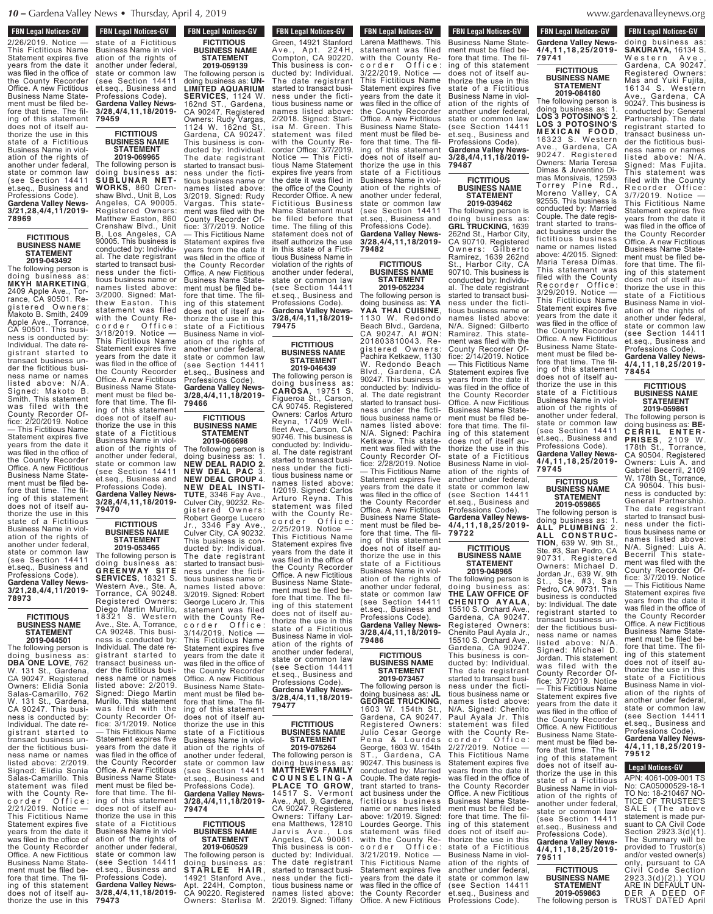2/26/2019. Notice — This Fictitious Name Statement expires five years from the date it was filed in the office of the County Recorder Office. A new Fictitious Business Name Statement must be filed before that time. The filing of this statement does not of itself authorize the use in this state of a Fictitious Business Name in violation of the rights of another under federal, state or common law (see Section 14411 et.seq., Business and Professions Code).
**Gardena Valley News-3/21,28,4/4,11/2019-78969**

**FICTITIOUS BUSINESS NAME STATEMENT 2019-043492**
The following person is doing business as: **MKYH MARKETING**, 2409 Apple Ave., Torrance, CA 90501. Registered Owners: Makoto B. Smith, 2409 Apple Ave., Torrance, CA 90501. This business is conducted by: Individual. The date registrant started to transact business under the fictitious business name or names listed above: N/A. Signed: Makoto B. Smith. This statement was filed with the County Recorder Office: 2/20/2019. Notice — This Fictitious Name Statement expires five years from the date it was filed in the office of the County Recorder Office. A new Fictitious Business Name Statement must be filed before that time. The filing of this statement does not of itself authorize the use in this state of a Fictitious Business Name in violation of the rights of another under federal, state or common law (see Section 14411 et.seq., Business and Professions Code).
**Gardena Valley News-3/21,28,4/4,11/2019-78973**

**FICTITIOUS BUSINESS NAME STATEMENT 2019-044501**
The following person is doing business as: **DBA ONE LOVE**, 762 W. 131 St., Gardena, CA 90247. Registered Owners: Elidia Sonia Salas-Camarillo, 762 W. 131 St., Gardena, CA 90247. This business is conducted by: Individual. The date registrant started to transact business under the fictitious business name or names listed above: 2/2019. Signed: Elidia Sonia Salas-Camarillo. This statement was filed with the County Recorder Office: 2/21/2019. Notice — This Fictitious Name Statement expires five years from the date it was filed in the office of the County Recorder Office. A new Fictitious Business Name Statement must be filed before that time. The filing of this statement does not of itself authorize the use in this state of a Fictitious Business Name in violation of the rights of another under federal, state or common law (see Section 14411 et.seq., Business and Professions Code).
**Gardena Valley News-3/28,4/4,11,18/2019-79459**

**FICTITIOUS BUSINESS NAME STATEMENT 2019-069965**
The following person is doing business as: **SUBLUNAR NETWORKS**, 860 Crenshaw Blvd., Unit B, Los Angeles, CA 90005. Registered Owners: Matthew Easton, 860 Crenshaw Blvd., Unit B, Los Angeles, CA 90005. This business is conducted by: Individual. The date registrant started to transact business under the fictitious business name or names listed above: 3/2000. Signed: Matthew Easton. This statement was filed with the County Recorder Office: 3/18/2019. Notice — This Fictitious Name Statement expires five years from the date it was filed in the office of the County Recorder Office. A new Fictitious Business Name Statement must be filed before that time. The filing of this statement does not of itself authorize the use in this state of a Fictitious Business Name in violation of the rights of another under federal, state or common law (see Section 14411 et.seq., Business and Professions Code).
**Gardena Valley News-3/28,4/4,11,18/2019-79470**

**FICTITIOUS BUSINESS NAME STATEMENT 2019-053465**
The following person is doing business as: **GREENWAY SITE SERVICES**, 18321 S. Western Ave., Ste. A, Torrance, CA 90248. Registered Owners: Diego Martin Murillo, 18321 S. Western Ave., Ste. A, Torrance, CA 90248. This business is conducted by: Individual. The date registrant started to transact business under the fictitious business name or names listed above: 2/2019. Signed: Diego Martin Murillo. This statement was filed with the County Recorder Office: 3/1/2019. Notice — This Fictitious Name Statement expires five years from the date it was filed in the office of the County Recorder Office. A new Fictitious Business Name Statement must be filed before that time. The filing of this statement does not of itself authorize the use in this state of a Fictitious Business Name in violation of the rights of another under federal, state or common law (see Section 14411 et.seq., Business and Professions Code).
**Gardena Valley News-3/28,4/4,11,18/2019-79473**

**FICTITIOUS BUSINESS NAME STATEMENT 2019-059139**
The following person is doing business as: **UNLIMITED AQUARIUM SERVICES**, 1124 W. 162nd ST., Gardena, CA 90247. Registered Owners: Rudy Vargas, 1124 W. 162nd St., Gardena, CA 90247. This business is conducted by: Individual. The date registrant started to transact business under the fictitious business name or names listed above: 3/2019. Signed: Rudy Vargas. This statement was filed with the County Recorder Office: 3/7/2019. Notice — This Fictitious Name Statement expires five years from the date it was filed in the office of the County Recorder Office. A new Fictitious Business Name Statement must be filed before that time. The filing of this statement does not of itself authorize the use in this state of a Fictitious Business Name in violation of the rights of another under federal, state or common law (see Section 14411 et.seq., Business and Professions Code).
**Gardena Valley News-3/28,4/4,11,18/2019-79466**

**FICTITIOUS BUSINESS NAME STATEMENT 2019-066698**
The following person is doing business as: 1. **NEW DEAL RADIO** 2. **NEW DEAL PAC** 3. **NEW DEAL GROUP** 4. **NEW DEAL INSTITUTE**, 3346 Fay Ave., Culver City, 90232. Registered Owners: Robert George Lucero Jr., 3346 Fay Ave., Culver City, CA 90232. This business is conducted by: Individual. The date registrant started to transact business under the fictitious business name or names listed above: 3/2019. Signed: Robert George Lucero Jr. This statement was filed with the County Recorder Office: 3/14/2019. Notice — This Fictitious Name Statement expires five years from the date it was filed in the office of the County Recorder Office. A new Fictitious Business Name Statement must be filed before that time. The filing of this statement does not of itself authorize the use in this state of a Fictitious Business Name in violation of the rights of another under federal, state or common law (see Section 14411 et.seq., Business and Professions Code).
**Gardena Valley News-3/28,4/4,11,18/2019-79474**

**FICTITIOUS BUSINESS NAME STATEMENT 2019-060529**
The following person is doing business as: **STARLEE HAIR**, 14921 Stanford Ave., Apt. 224H, Compton, CA 90220. Registered Owners: Starlisa M. Green, 14921 Stanford Ave., Apt. 224H, Compton, CA 90220. This business is conducted by: Individual. The date registrant started to transact business under the fictitious business name or names listed above: 2/2018. Signed: Starlisa M. Green. This statement was filed with the County Recorder Office: 3/7/2019. Notice — This Fictitious Name Statement expires five years from the date it was filed in the office of the County Recorder Office. A new Fictitious Business Name Statement must be filed before that time. The filing of this statement does not of itself authorize the use in this state of a Fictitious Business Name in violation of the rights of another under federal, state or common law (see Section 14411 et.seq., Business and Professions Code).
**Gardena Valley News-3/28,4/4,11,18/2019-79475**

**FICTITIOUS BUSINESS NAME STATEMENT 2019-046439**
The following person is doing business as: **CAROSA**, 19751 S. Figueroa St., Carson, CA 90745. Registered Owners: Carlos Arturo Reyna, 17409 Wellfleet Ave., Carson, CA 90746. This business is conducted by: Individual. The date registrant started to transact business under the fictitious business name or names listed above: 1/2019. Signed: Carlos Arturo Reyna. This statement was filed with the County Recorder Office: 2/25/2019. Notice — This Fictitious Name Statement expires five years from the date it was filed in the office of the County Recorder Office. A new Fictitious Business Name Statement must be filed before that time. The filing of this statement does not of itself authorize the use in this state of a Fictitious Business Name in violation of the rights of another under federal, state or common law (see Section 14411 et.seq., Business and Professions Code).
**Gardena Valley News-3/28,4/4,11,18/2019-79477**

**FICTITIOUS BUSINESS NAME STATEMENT 2019-075264**
The following person is doing business as: **MATTHEWS FAMILY COUNSELING-A PLACE TO GROW**, 14517 S. Vermont Ave., Apt. 9, Gardena, CA 90247. Registered Owners: Tiffany Larena Matthews, 12810 Jarvis Ave., Los Angeles, CA 90061. This business is conducted by: Individual. The date registrant started to transact business under the fictitious business name or names listed above: 2/2019. Signed: Tiffany Larena Matthews. This statement was filed with the County Recorder Office: 3/22/2019. Notice — This Fictitious Name Statement expires five years from the date it was filed in the office of the County Recorder Office. A new Fictitious Business Name Statement must be filed before that time. The filing of this statement does not of itself authorize the use in this state of a Fictitious Business Name in violation of the rights of another under federal, state or common law (see Section 14411 et.seq., Business and Professions Code).
**Gardena Valley News-3/28,4/4,11,18/2019-79482**

**FICTITIOUS BUSINESS NAME STATEMENT 2019-052234**
The following person is doing business as: **YA YAA THAI CUISINE**, 1130 W. Redondo Beach Blvd., Gardena, CA 90247. AI #ON: 201803810043. Registered Owners: Pachira Ketkaew, 1130 W. Redondo Beach Blvd., Gardena, CA 90247. This business is conducted by: Individual. The date registrant started to transact business under the fictitious business name or names listed above: N/A. Signed: Pachira Ketkaew. This statement was filed with the County Recorder Office: 2/28/2019. Notice — This Fictitious Name Statement expires five years from the date it was filed in the office of the County Recorder Office. A new Fictitious Business Name Statement must be filed before that time. The filing of this statement does not of itself authorize the use in this state of a Fictitious Business Name in violation of the rights of another under federal, state or common law (see Section 14411 et.seq., Business and Professions Code).
**Gardena Valley News-3/28,4/4,11,18/2019-79486**

**FICTITIOUS BUSINESS NAME STATEMENT 2019-073457**
The following person is doing business as: **JL GEORGE TRUCKING**, 1603 W. 154th St., Gardena, CA 90247. Registered Owners: Julio Cesar George Pena & Lourdes George, 1603 W. 154th ST., Gardena, CA 90247. This business is conducted by: Married Couple. The date registrant started to transact business under the fictitious business name or names listed above: 1/2019. Signed: Lourdes George. This statement was filed with the County Recorder Office: 3/21/2019. Notice — This Fictitious Name Statement expires five years from the date it was filed in the office of the County Recorder Office. A new Fictitious Business Name Statement must be filed before that time. The filing of this statement does not of itself authorize the use in this state of a Fictitious Business Name in violation of the rights of another under federal, state or common law (see Section 14411 et.seq., Business and Professions Code).
**Gardena Valley News-3/28,4/4,11,18/2019-79487**

**FICTITIOUS BUSINESS NAME STATEMENT 2019-039462**
The following person is doing business as: **GRL TRUCKING**, 1639 262nd St., Harbor City, CA 90710. Registered Owners: Gilberto Ramirez, 1639 262nd St., Harbor City, CA 90710. This business is conducted by: Individual. The date registrant started to transact business under the fictitious business name or names listed above: N/A. Signed: Gilberto Ramirez. This statement was filed with the County Recorder Office: 2/14/2019. Notice — This Fictitious Name Statement expires five years from the date it was filed in the office of the County Recorder Office. A new Fictitious Business Name Statement must be filed before that time. The filing of this statement does not of itself authorize the use in this state of a Fictitious Business Name in violation of the rights of another under federal, state or common law (see Section 14411 et.seq., Business and Professions Code).
**Gardena Valley News-4/4,11,18,25/2019-79722**

**FICTITIOUS BUSINESS NAME STATEMENT 2019-048965**
The following person is doing business as: **THE LAW OFFICE OF CHENITO AYALA**, 15510 S. Orchard Ave., Gardena, CA 90247. Registered Owners: Chenito Paul Ayala Jr., 15510 S. Orchard Ave., Gardena, CA 90247. This business is conducted by: Individual. The date registrant started to transact business under the fictitious business name or names listed above: N/A. Signed: Chenito Paul Ayala Jr. This statement was filed with the County Recorder Office: 2/27/2019. Notice — This Fictitious Name Statement expires five years from the date it was filed in the office of the County Recorder Office. A new Fictitious Business Name Statement must be filed before that time. The filing of this statement does not of itself authorize the use in this state of a Fictitious Business Name in violation of the rights of another under federal, state or common law (see Section 14411 et.seq., Business and Professions Code).
**Gardena Valley News-4/4,11,18,25/2019-79741**

**FICTITIOUS BUSINESS NAME STATEMENT 2019-084180**
The following person is doing business as: 1. **LOS 3 POTOSINO'S** 2. **LOS 3 POTOSINO'S MEXICAN FOOD**, 16323 S. Western Ave., Gardena, CA 90247. Registered Owners: Maria Teresa Dimas & Juventino Dimas Monsivais, 12593 Torrey Pine Rd., Moreno Valley, CA 92555. This business is conducted by: Married Couple. The date registrant started to transact business under the fictitious business name or names listed above: 4/2015. Signed: Maria Teresa Dimas. This statement was filed with the County Recorder Office: 3/29/2019. Notice — This Fictitious Name Statement expires five years from the date it was filed in the office of the County Recorder Office. A new Fictitious Business Name Statement must be filed before that time. The filing of this statement does not of itself authorize the use in this state of a Fictitious Business Name in violation of the rights of another under federal, state or common law (see Section 14411 et.seq., Business and Professions Code).
**Gardena Valley News-4/4,11,18,25/2019-79745**

**FICTITIOUS BUSINESS NAME STATEMENT 2019-059865**
The following person is doing business as: 1. **ALL PLUMBING** 2. **ALL CONSTRUCTION**, 639 W. 9th St., Ste. #3, San Pedro, CA 90731. Registered Owners: Michael D. Jordan Jr., 639 W. 9th St., Ste. #3, San Pedro, CA 90731. This business is conducted by: Individual. The date registrant started to transact business under the fictitious business name or names listed above: N/A. Signed: Michael D. Jordan. This statement was filed with the County Recorder Office: 3/7/2019. Notice — This Fictitious Name Statement expires five years from the date it was filed in the office of the County Recorder Office. A new Fictitious Business Name Statement must be filed before that time. The filing of this statement does not of itself authorize the use in this state of a Fictitious Business Name in violation of the rights of another under federal, state or common law (see Section 14411 et.seq., Business and Professions Code).
**Gardena Valley News-4/4,11,18,25/2019-79511**

**FICTITIOUS BUSINESS NAME STATEMENT 2019-059863**
The following person is doing business as: **SAKURAYA**, 16134 S. Western Ave., Gardena, CA 90247. Registered Owners: Mas and Yuki Fujita, 16134 S. Western Ave., Gardena, CA 90247. This business is conducted by: General Partnership. The date registrant started to transact business under the fictitious business name or names listed above: N/A. Signed: Mas Fujita. This statement was filed with the County Recorder Office: 3/7/2019. Notice — This Fictitious Name Statement expires five years from the date it was filed in the office of the County Recorder Office. A new Fictitious Business Name Statement must be filed before that time. The filing of this statement does not of itself authorize the use in this state of a Fictitious Business Name in violation of the rights of another under federal, state or common law (see Section 14411 et.seq., Business and Professions Code).
**Gardena Valley News-4/4,11,18,25/2019-78454**

**FICTITIOUS BUSINESS NAME STATEMENT 2019-059861**
The following person is doing business as: **BECERRIL ENTERPRISES**, 2109 W. 178th St., Torrance, CA 90504. Registered Owners: Luis A. and Gabriel Becerril, 2109 W. 178th St., Torrance, CA 90504. This business is conducted by: General Partnership. The date registrant started to transact business under the fictitious business name or names listed above: N/A. Signed: Luis A. Becerril This statement was filed with the County Recorder Office: 3/7/2019. Notice — This Fictitious Name Statement expires five years from the date it was filed in the office of the County Recorder Office. A new Fictitious Business Name Statement must be filed before that time. The filing of this statement does not of itself authorize the use in this state of a Fictitious Business Name in violation of the rights of another under federal, state or common law (see Section 14411 et.seq., Business and Professions Code).
**Gardena Valley News-4/4,11,18,25/2019-79512**

## Legal Notices-GV

APN: 4061-009-001 TS No: CA05000529-18-1 TO No: 18-210467 NOTICE OF TRUSTEE'S SALE (The above statement is made pursuant to CA Civil Code Section 2923.3(d)(1). The Summary will be provided to Trustor(s) and/or vested owner(s) only, pursuant to CA Civil Code Section 2923.3(d)(2).) YOU ARE IN DEFAULT UNDER A DEED OF TRUST DATED April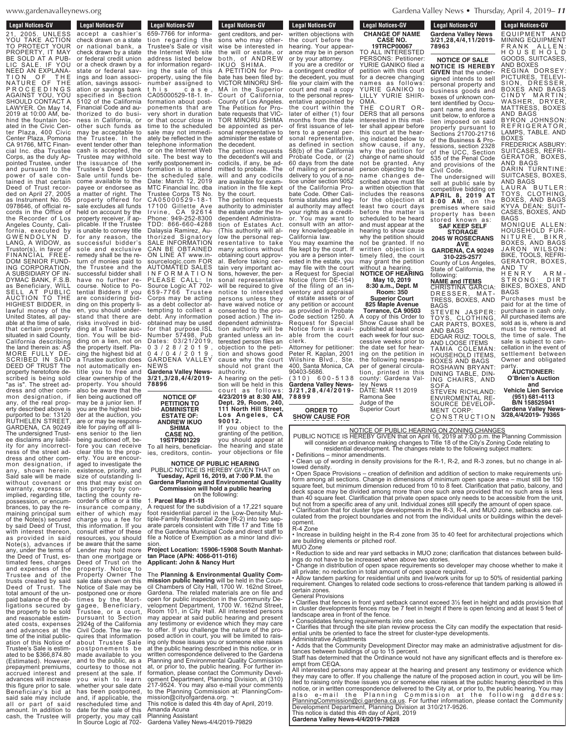Legal Notices-GV

21, 2005. UNLESS YOU TAKE ACTION TO PROTECT YOUR PROPERTY, IT MAY BE SOLD AT A PUBLIC SALE. IF YOU NEED AN EXPLANATION OF THE NATURE OF THE PROCEEDINGS AGAINST YOU, YOU SHOULD CONTACT A LAWYER. On May 14, 2019 at 10:00 AM, behind the fountain located in the Civic Center Plaza, 400 Civic Center Plaza, Pomona CA 91766, MTC Financial Inc. dba Trustee Corps, as the duly Appointed Trustee, under and pursuant to the power of sale contained in that certain Deed of Trust recorded on April 27, 2005 as Instrument No. 05 0978646, of official records in the Office of the Recorder of Los Angeles County, California, executed by GWENDOLYN D. LANG, A WIDOW, as Trustor(s), in favor of FINANCIAL FREEDOM SENIOR FUNDING CORPORATION, A SUBSIDIARY OF INDYMAC BANK, F.S.B. as Beneficiary, WILL SELL AT PUBLIC AUCTION TO THE HIGHEST BIDDER, in lawful money of the United States, all payable at the time of sale, that certain property situated in said County, California describing the land therein as: AS MORE FULLY DESCRIBED IN SAID DEED OF TRUST The property heretofore described is being sold "as is". The street address and other common designation, if any, of the real property described above is purported to be: 13120 RUTHELEN STREET, GARDENA, CA 90249 The undersigned Trustee disclaims any liability for any incorrectness of the street address and other common designation, if any, shown herein. Said sale will be made without covenant or warranty, express or implied, regarding title, possession, or encumbrances, to pay the remaining principal sum of the Note(s) secured by said Deed of Trust, with interest thereon, as provided in said Note(s), advances if any, under the terms of the Deed of Trust, estimated fees, charges and expenses of the Trustee and of the trusts created by said Deed of Trust. The total amount of the unpaid balance of the obligations secured by the property to be sold and reasonable estimated costs, expenses and advances at the time of the initial publication of this Notice of Trustee's Sale is estimated to be $366,874.80 (Estimated). However, prepayment premiums, accrued interest and advances will increase this figure prior to sale. Beneficiary's bid at said sale may include all or part of said amount. In addition to cash, the Trustee will accept a cashier's check drawn on a state or national bank, a check drawn by a state or federal credit union or a check drawn by a state or federal savings and loan association, savings association or savings bank specified in Section 5102 of the California Financial Code and authorized to do business in California, or other such funds as may be acceptable to the Trustee. In the event tender other than cash is accepted, the Trustee may withhold the issuance of the Trustee's Deed Upon Sale until funds become available to the payee or endorsee as a matter of right. The property offered for sale excludes all funds held on account by the property receiver, if applicable. If the Trustee is unable to convey title for any reason, the successful bidder's sole and exclusive remedy shall be the return of monies paid to the Trustee and the successful bidder shall have no further recourse. Notice to Potential Bidders If you are considering bidding on this property lien, you should understand that there are risks involved in bidding at a Trustee auction. You will be bidding on a lien, not on the property itself. Placing the highest bid at a Trustee auction does not automatically entitle you to free and clear ownership of the property. You should also be aware that the lien being auctioned off may be a junior lien. If you are the highest bidder at the auction, you are or may be responsible for paying off all liens senior to the lien being auctioned off, before you can receive clear title to the property. You are encouraged to investigate the existence, priority, and size of outstanding liens that may exist on this property by contacting the county recorder's office or a title insurance company, either of which may charge you a fee for this information. If you consult either of these resources, you should be aware that the same Lender may hold more than one mortgage or Deed of Trust on the property. Notice to Property Owner The sale date shown on this Notice of Sale may be postponed one or more times by the Mortgagee, Beneficiary, Trustee, or a court, pursuant to Section 2924g of the California Civil Code. The law requires that information about Trustee Sale postponements be made available to you and to the public, as a courtesy to those not present at the sale. If you wish to learn whether your sale date has been postponed, and, if applicable, the rescheduled time and date for the sale of this property, you may call In Source Logic at 702-659-7766 for information regarding the Trustee's Sale or visit the Internet Web site address listed below for information regarding the sale of this property, using the file number assigned to this case, CA05000529-18-1. Information about postponements that are very short in duration or that occur close in time to the scheduled sale may not immediately be reflected in the telephone information or on the Internet Web site. The best way to verify postponement information is to attend the scheduled sale. Date: March 12, 2019 MTC Financial Inc. dba Trustee Corps TS No. CA05000529-18-1 17100 Gillette Ave Irvine, CA 92614 Phone: 949-252-8300 TDD: 866-660-4288 Dalaysia Ramirez, Authorized Signatory SALE INFORMATION CAN BE OBTAINED ON LINE AT www.insourcelogic.com FOR AUTOMATED SALES INFORMATION PLEASE CALL: In Source Logic AT 702-659-7766 Trustee Corps may be acting as a debt collector attempting to collect a debt. Any information obtained may be used for that purpose.ISL Number 57498, Pub Dates: 03/21/2019, 03/28/2019, 04/04/2019, GARDENA VALLEY NEWS
**Gardena Valley News-3/21,3/28,4/4/2019-78896**

**NOTICE OF PETITION TO ADMINISTER ESTATE OF: ANDREW IKUO SHIMA CASE NO. 19STPB01229**

To all heirs, beneficiaries, creditors, contingent creditors, and persons who may otherwise be interested in the will or estate, or both, of ANDREW IKUO SHIMA.

A PETITION for Probate has been filed by: VICTOR MINORU SHIMA in the Superior Court of California, County of Los Angeles. The Petition for Probate requests that VICTOR MINORU SHIMA be appointed as personal representative to administer the estate of the decedent.

The petition requests the decedent's will and codicils, if any, be admitted to probate. The will and any codicils are available for examination in the file kept by the court.

The petition requests authority to administer the estate under the Independent Administration of Estates Act. (This authority will allow the personal representative to take many actions without obtaining court approval. Before taking certain very important actions, however, the personal representative will be required to give notice to interested persons unless they have waived notice or consented to the proposed action.) The independent administration authority will be granted unless an interested person files an objection to the petition and shows good cause why the court should not grant the authority.

A hearing on the petition will be held in this court as follows: **4/23/2019 at 8:30 AM, Dept. 29, Room: 240, 111 North Hill Street, Los Angeles, CA 90012.**

If you object to the granting of the petition, you should appear at the hearing and state your objections or file written objections with the court before the hearing. Your appearance may be in person or by your attorney.

If you are a creditor or a contingent creditor of the decedent, you must file your claim with the court and mail a copy to the personal representative appointed by the court within the later of either (1) four months from the date of first issuance of letters to a general personal representative, as defined in section 58(b) of the California Probate Code, or (2) 60 days from the date of mailing or personal delivery to you of a notice under section 9052 of the California Probate Code. Other California statutes and legal authority may affect your rights as a creditor. You may want to consult with an attorney knowledgeable in California law.

You may examine the file kept by the court. If you are a person interested in the estate, you may file with the court a Request for Special Notice (form DE-154) of the filing of an inventory and appraisal of estate assets or of any petition or account as provided in Probate Code section 1250. A Request for Special Notice form is available from the court clerk.

Attorney for petitioner: Peter R. Kaplan, 2001 Wilshire Blvd., Ste. 400, Santa Monica, CA 90403-5686. (310) 600-5138

**Gardena Valley News-3/21,28,4/4/2019-78899**

**ORDER TO SHOW CAUSE FOR CHANGE OF NAME CASE NO. 19TRCP00067**

TO ALL INTERESTED PERSONS: Petitioner: YURIE GANIKO filed a petition with this court for a decree changing names as follows: YURIE GANIKO to LILLY YURIE SHIROMA.

THE COURT ORDERS that all persons interested in this matter shall appear before this court at the hearing indicated below to show cause, if any, why the petition for change of name should not be granted. Any person objecting to the name changes described above must file a written objection that includes the reasons for the objection at least two court days before the matter is scheduled to be heard and must appear at the hearing to show cause why the petition should not be granted. If no written objection is timely filed, the court may grant the petition without a hearing.

**NOTICE OF HEARING**
**May 10, 2019**
**8:30 a.m., Dept. M**
**Room: 350**
**Superior Court**
**825 Maple Avenue**
**Torrance, CA 90503**

A copy of this Order to Show Cause shall be published at least once each week for four successive weeks prior to the date set for hearing on the petition in the following newspaper of general circulation, printed in this county: Gardena Valley News

DATE: MAR 11 2019
Ramona See
Judge of the Superior Court

**Gardena Valley News 3/21,28,4/4,11/2019-78963**

**NOTICE OF SALE**

**NOTICE IS HEREBY GIVEN** that the undersigned intends to sell personal property and business goods and boxes of unknown content identified by Occupant name and items unit below, to enforce a lien imposed on said property pursuant to Sections 21700-21716 of the Business & Professions, section 2328 of the UCC, Section 535 of the Penal Code and provisions of the Civil Code.

The undersigned will sell at public sale by competitive bidding on **APRIL 8, 2019 AT 8:00 AM**, on the premises where said property has been stored known as:

**SAF KEEP SELF STORAGE**
**2045 W ROSECRANS AVE**
**GARDENA, CA 90249**
**310-225-2577**

County of Los Angeles, State of California, the following:

**NAME and ITEMS**
CHRISTINA GARCIA: DRESSER, MATTRESS, BOXES, AND BAGS
STEVEN JASPER: TOYS, CLOTHING, CAR PARTS, BOXES, AND BAGS
EDGAR RUIZ: TOOLS, AND LOOSE ITEMS
TAMIA COLEMAN: HOUSEHOLD ITEMS, BOXES AND BAGS
ROSHAWN BRYANT: DINING TABLE, DINING CHAIRS, AND SOFA
STEVEN RICHLAND: ENVIROMENTAL RESOURCE DEVELOPMENT CORP: CONSTRUCTION EQUIPMENT AND MINING EQUIPMENT
FRANK ALLEN: HOUSEHOLD GOODS, SUITCASES, AND BOXES
REGINA DORSEY: PICTURES, TELEVISION, DRESSER, BOXES AND BAGS
CINDY MARTIN: WASHER, DRYER, MATTRESS, BOXES AND BAGS
BYRON JOHNSON: REFRIGERATOR, LAMPS, TABLE. AND BOXES
FREDERICK ASBURY: SUITCASES, REFRIGERATOR, BOXES, AND BAGS
DARIN TURNTINE: SUITCASES, BOXES, AND BAGS
LAURA BUTLER: TOYS, CLOTHING, BOXES, AND BAGS
KYVA DEAN: SUITCASES, BOXES, AND BAGS
MONIQUE ALLEN: HOUSEHOLD FURNITURE, BIKR, BOXES, AND BAGS
JARON WILSON: BIKE, TOOLS, REFRIGERATOR, BOXES, AND TV
HENRY ARMSTRONG: DIRT BIKES, BOXES, AND BAGS

Purchases must be paid for at the time of purchase in cash only. All purchased items are sold as is, where is and must be removed at the time of sale. The sale is subject to cancellation in the event of settlement between Owner and obligated party.

**AUCTIONEER:**
**O'Brien's Auction and Vehicle Lien Service**
**(951) 681-4113**
**B/N 158525941**

**Gardena Valley News-3/28,4/4/2019- 79365**

**NOTICE OF PUBLIC HEARING**

PUBLIC NOTICE IS HEREBY GIVEN THAT on **Tuesday, April 16, 2019, at 7:00 P.M.** the **Gardena Planning and Environmental Quality Commission will hold a public hearing** on the following:

1. **Parcel Map #1-18**

A request for the subdivision of a 17,221 square foot residential parcel in the Low-Density Multiple-Family Residential Zone (R-2) into two separate parcels consistent with Title 17 and Title 18 of the Gardena Municipal Code and direct staff to file a Notice of Exemption as a minor land division.

**Project Location: 15906-15908 South Manhattan Place (APN: 4066-011-016)**
**Applicant: John & Nancy Hurt**

The **Planning & Environmental Quality Commission public hearing** will be held in the Council Chambers of City Hall, 1700 W. 162nd Street, Gardena. The related materials are on file and open for public inspection in the Community Development Department, 1700 W. 162nd Street, Room 101, in City Hall. All interested persons may appear at said public hearing and present any testimony or evidence which they may care to offer. If you challenge the nature of the proposed action in court, you will be limited to raising only those issues you or someone else raises at the public hearing described in this notice or in written correspondence delivered to the Gardena Planning and Environmental Quality Commission at, or prior to, the public hearing. For further information, please contact the Community Development Department, Planning Division, at (310) 217-9524. You may also e-mail your comments to the Planning Commission at: PlanningCommission@cityofgardena.org.

This notice is dated this 4th day of April, 2019.
Amanda Acuna
Planning Assistant
Gardena Valley News-4/4/2019-79829

NOTICE OF PUBLIC HEARING ON ZONING CHANGES

PUBLIC NOTICE IS HEREBY GIVEN that on April 16, 2019 at 7:00 p.m. the Planning Commission will consider an ordinance making changes to Title 18 of the City's Zoning Code relating to residential development. The changes relate to the following subject matters:

- Definitions – minor amendments.
- Clean up of wording in density provisions for the R-1, R-2, and R-3 zones, but no change in allowed density.
- Open Space Provisions – creation of definition and addition of section to make requirements uniform among all sections. Change in dimensions of minimum open space area – must still be 150 square feet, but minimum dimension reduced from 10 to 8 feet. Clarification that patio, balcony, and deck space may be divided among more than one such area provided that no such area is less than 40 square feet. Clarification that private open space only needs to be accessible from the unit, but not from a specific area of any unit. Individual zones still specify the amount of open space.
- Clarification that for cluster type developments in the R-3, R-4, and MUO zone, setbacks are calculated from the project boundaries and not from the individual units or buildings within the development.

R-4 Zone
- Increase in building height in the R-4 zone from 35 to 40 feet for architectural projections which are building elements or pitched roof.

MUO Zone
- Reduction to side and rear yard setbacks in MUO zone; clarification that distances between buildings do not have to be increased when above two stories.
- Change in distribution of open space requirements so developer may choose whether to make it all private; no reduction in total amount of open space required.
- Allow tandem parking for residential units and live/work units for up to 50% of residential parking requirement. Changes to related code sections to cross-reference that tandem parking is allowed in certain zones.

General Provisions
- Clarifies that fences in front yard setback cannot exceed 3½ feet in height and adds provision that in cluster developments fences may be 7 feet in height if there is open fencing and at least 5 feet of landscape area in front of the fence.
- Consolidates fencing requirements into one section.
- Clarifies that through the site plan review process the City can modify the expectation that residential units be oriented to face the street for cluster-type developments.

Administrative Adjustments
- Adds that the Community Development Director may make an administrative adjustment for distances between buildings of up to 15 percent.

Staff has determined that the Ordinance would not have any significant effects and is therefore exempt from CEQA.

All interested persons may appear at the hearing and present any testimony or evidence which they may care to offer. If you challenge the nature of the proposed action in court, you will be limited to raising only those issues you or someone else raises at the public hearing described in this notice, or in written correspondence delivered to the City at, or prior to, the public hearing. You may also e-mail the Planning Commission at the following address: PlanningCommission@ci.gardena.ca.us. For further information, please contact the Community Development Department, Planning Division at 310/217-9526.

This notice is dated this 4th day of April, 2019
**Gardena Valley News-4/4/2019-79828**